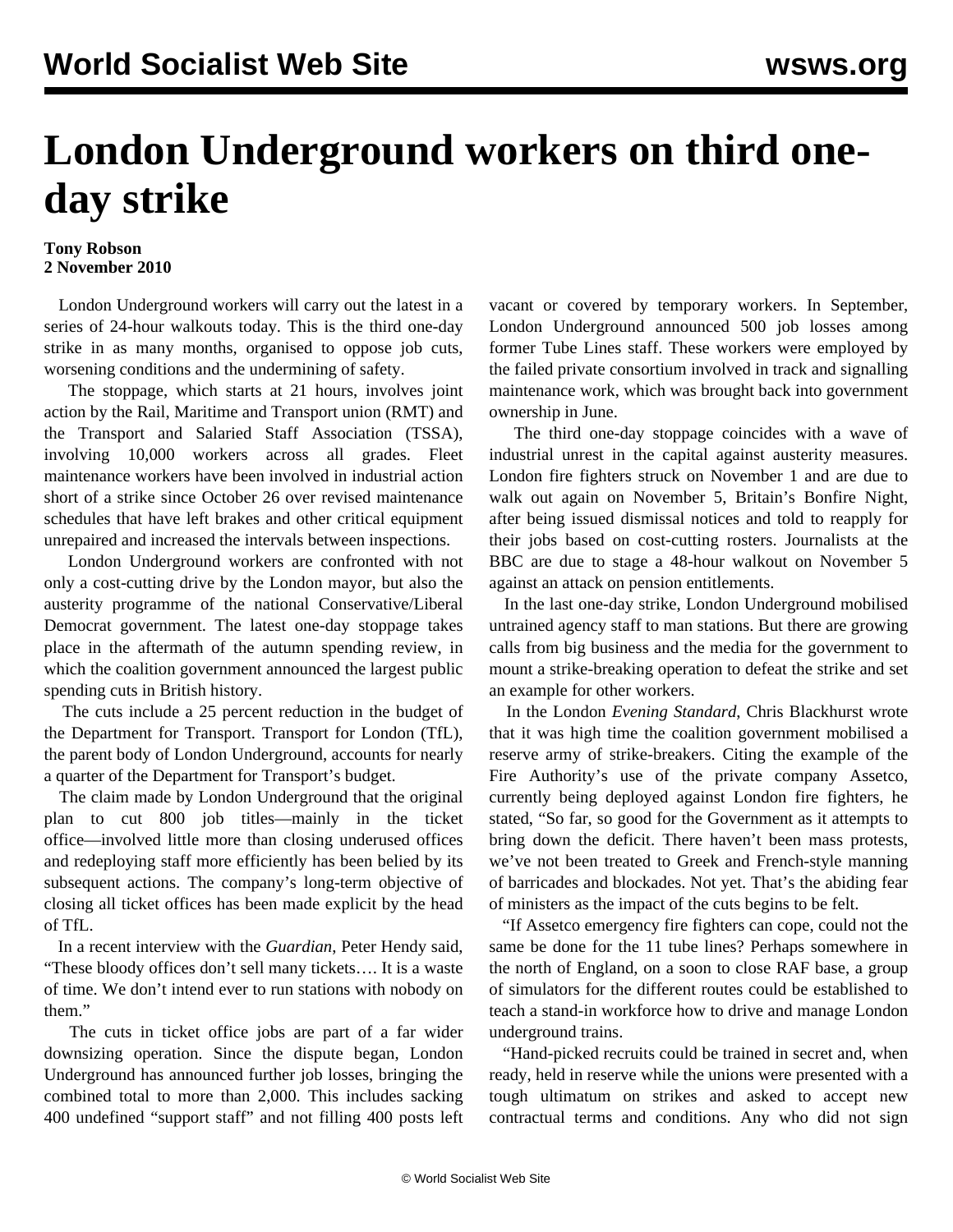# London Underground workers on third one-day strike

**Tony Robson**
**2 November 2010**

London Underground workers will carry out the latest in a series of 24-hour walkouts today. This is the third one-day strike in as many months, organised to oppose job cuts, worsening conditions and the undermining of safety.

The stoppage, which starts at 21 hours, involves joint action by the Rail, Maritime and Transport union (RMT) and the Transport and Salaried Staff Association (TSSA), involving 10,000 workers across all grades. Fleet maintenance workers have been involved in industrial action short of a strike since October 26 over revised maintenance schedules that have left brakes and other critical equipment unrepaired and increased the intervals between inspections.

London Underground workers are confronted with not only a cost-cutting drive by the London mayor, but also the austerity programme of the national Conservative/Liberal Democrat government. The latest one-day stoppage takes place in the aftermath of the autumn spending review, in which the coalition government announced the largest public spending cuts in British history.

The cuts include a 25 percent reduction in the budget of the Department for Transport. Transport for London (TfL), the parent body of London Underground, accounts for nearly a quarter of the Department for Transport's budget.

The claim made by London Underground that the original plan to cut 800 job titles—mainly in the ticket office—involved little more than closing underused offices and redeploying staff more efficiently has been belied by its subsequent actions. The company's long-term objective of closing all ticket offices has been made explicit by the head of TfL.

In a recent interview with the *Guardian*, Peter Hendy said, "These bloody offices don't sell many tickets…. It is a waste of time. We don't intend ever to run stations with nobody on them."

The cuts in ticket office jobs are part of a far wider downsizing operation. Since the dispute began, London Underground has announced further job losses, bringing the combined total to more than 2,000. This includes sacking 400 undefined "support staff" and not filling 400 posts left vacant or covered by temporary workers. In September, London Underground announced 500 job losses among former Tube Lines staff. These workers were employed by the failed private consortium involved in track and signalling maintenance work, which was brought back into government ownership in June.

The third one-day stoppage coincides with a wave of industrial unrest in the capital against austerity measures. London fire fighters struck on November 1 and are due to walk out again on November 5, Britain's Bonfire Night, after being issued dismissal notices and told to reapply for their jobs based on cost-cutting rosters. Journalists at the BBC are due to stage a 48-hour walkout on November 5 against an attack on pension entitlements.

In the last one-day strike, London Underground mobilised untrained agency staff to man stations. But there are growing calls from big business and the media for the government to mount a strike-breaking operation to defeat the strike and set an example for other workers.

In the London *Evening Standard*, Chris Blackhurst wrote that it was high time the coalition government mobilised a reserve army of strike-breakers. Citing the example of the Fire Authority's use of the private company Assetco, currently being deployed against London fire fighters, he stated, "So far, so good for the Government as it attempts to bring down the deficit. There haven't been mass protests, we've not been treated to Greek and French-style manning of barricades and blockades. Not yet. That's the abiding fear of ministers as the impact of the cuts begins to be felt.

"If Assetco emergency fire fighters can cope, could not the same be done for the 11 tube lines? Perhaps somewhere in the north of England, on a soon to close RAF base, a group of simulators for the different routes could be established to teach a stand-in workforce how to drive and manage London underground trains.

"Hand-picked recruits could be trained in secret and, when ready, held in reserve while the unions were presented with a tough ultimatum on strikes and asked to accept new contractual terms and conditions. Any who did not sign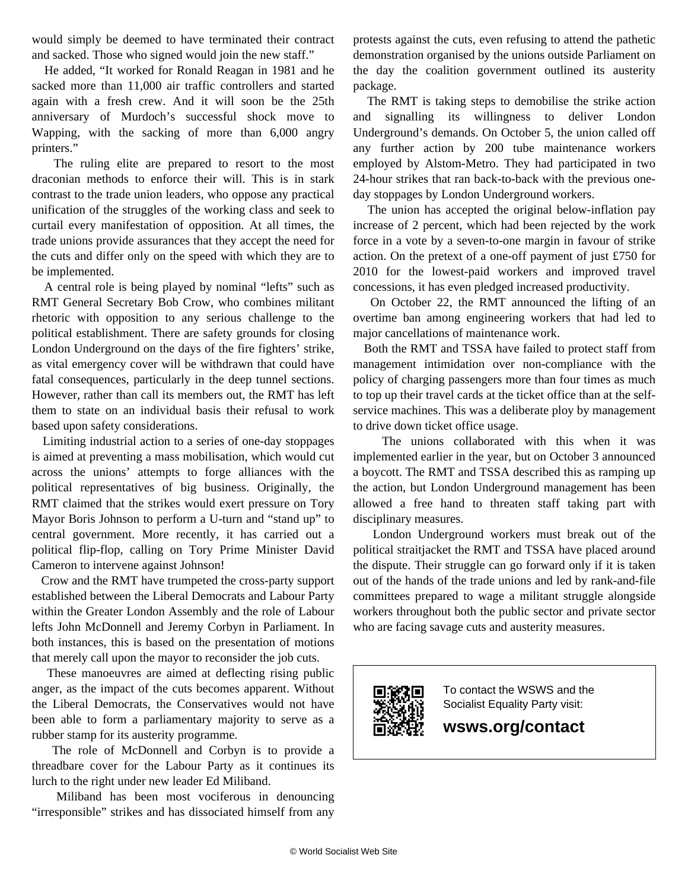would simply be deemed to have terminated their contract and sacked. Those who signed would join the new staff."

He added, "It worked for Ronald Reagan in 1981 and he sacked more than 11,000 air traffic controllers and started again with a fresh crew. And it will soon be the 25th anniversary of Murdoch's successful shock move to Wapping, with the sacking of more than 6,000 angry printers."

The ruling elite are prepared to resort to the most draconian methods to enforce their will. This is in stark contrast to the trade union leaders, who oppose any practical unification of the struggles of the working class and seek to curtail every manifestation of opposition. At all times, the trade unions provide assurances that they accept the need for the cuts and differ only on the speed with which they are to be implemented.

A central role is being played by nominal "lefts" such as RMT General Secretary Bob Crow, who combines militant rhetoric with opposition to any serious challenge to the political establishment. There are safety grounds for closing London Underground on the days of the fire fighters' strike, as vital emergency cover will be withdrawn that could have fatal consequences, particularly in the deep tunnel sections. However, rather than call its members out, the RMT has left them to state on an individual basis their refusal to work based upon safety considerations.

Limiting industrial action to a series of one-day stoppages is aimed at preventing a mass mobilisation, which would cut across the unions' attempts to forge alliances with the political representatives of big business. Originally, the RMT claimed that the strikes would exert pressure on Tory Mayor Boris Johnson to perform a U-turn and "stand up" to central government. More recently, it has carried out a political flip-flop, calling on Tory Prime Minister David Cameron to intervene against Johnson!

Crow and the RMT have trumpeted the cross-party support established between the Liberal Democrats and Labour Party within the Greater London Assembly and the role of Labour lefts John McDonnell and Jeremy Corbyn in Parliament. In both instances, this is based on the presentation of motions that merely call upon the mayor to reconsider the job cuts.

These manoeuvres are aimed at deflecting rising public anger, as the impact of the cuts becomes apparent. Without the Liberal Democrats, the Conservatives would not have been able to form a parliamentary majority to serve as a rubber stamp for its austerity programme.

The role of McDonnell and Corbyn is to provide a threadbare cover for the Labour Party as it continues its lurch to the right under new leader Ed Miliband.

Miliband has been most vociferous in denouncing "irresponsible" strikes and has dissociated himself from any protests against the cuts, even refusing to attend the pathetic demonstration organised by the unions outside Parliament on the day the coalition government outlined its austerity package.

The RMT is taking steps to demobilise the strike action and signalling its willingness to deliver London Underground's demands. On October 5, the union called off any further action by 200 tube maintenance workers employed by Alstom-Metro. They had participated in two 24-hour strikes that ran back-to-back with the previous one-day stoppages by London Underground workers.

The union has accepted the original below-inflation pay increase of 2 percent, which had been rejected by the work force in a vote by a seven-to-one margin in favour of strike action. On the pretext of a one-off payment of just £750 for 2010 for the lowest-paid workers and improved travel concessions, it has even pledged increased productivity.

On October 22, the RMT announced the lifting of an overtime ban among engineering workers that had led to major cancellations of maintenance work.

Both the RMT and TSSA have failed to protect staff from management intimidation over non-compliance with the policy of charging passengers more than four times as much to top up their travel cards at the ticket office than at the self-service machines. This was a deliberate ploy by management to drive down ticket office usage.

The unions collaborated with this when it was implemented earlier in the year, but on October 3 announced a boycott. The RMT and TSSA described this as ramping up the action, but London Underground management has been allowed a free hand to threaten staff taking part with disciplinary measures.

London Underground workers must break out of the political straitjacket the RMT and TSSA have placed around the dispute. Their struggle can go forward only if it is taken out of the hands of the trade unions and led by rank-and-file committees prepared to wage a militant struggle alongside workers throughout both the public sector and private sector who are facing savage cuts and austerity measures.

To contact the WSWS and the Socialist Equality Party visit:

**wsws.org/contact**